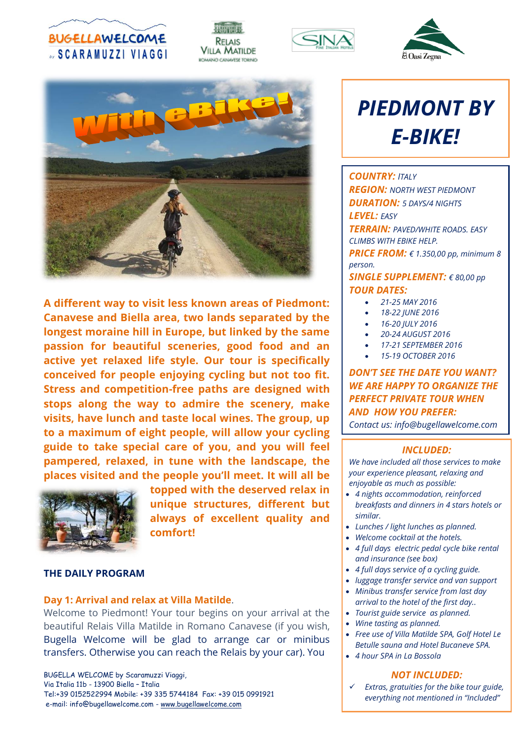BUGELLAWELCOME by SCARAMUZZI VIAGGI

RELAIS VILLA MATILDE ROMANO CANAVESE TORINO

SINA Fine Italian Hotels

Oasi Zegna

With eBike!

# PIEDMONT BY E-BIKE!

***COUNTRY:*** *ITALY*
***REGION:*** *NORTH WEST PIEDMONT*
***DURATION:*** *5 DAYS/4 NIGHTS*
***LEVEL:*** *EASY*
***TERRAIN:*** *PAVED/WHITE ROADS. EASY CLIMBS WITH EBIKE HELP.*
***PRICE FROM:*** *€ 1.350,00 pp, minimum 8 person.*
***SINGLE SUPPLEMENT:*** *€ 80,00 pp*
***TOUR DATES:***

- *21-25 MAY 2016*
- *18-22 JUNE 2016*
- *16-20 JULY 2016*
- *20-24 AUGUST 2016*
- *17-21 SEPTEMBER 2016*
- *15-19 OCTOBER 2016*

***DON'T SEE THE DATE YOU WANT? WE ARE HAPPY TO ORGANIZE THE PERFECT PRIVATE TOUR WHEN AND HOW YOU PREFER:***
*Contact us: info@bugellawelcome.com*

**A different way to visit less known areas of Piedmont: Canavese and Biella area, two lands separated by the longest moraine hill in Europe, but linked by the same passion for beautiful sceneries, good food and an active yet relaxed life style. Our tour is specifically conceived for people enjoying cycling but not too fit. Stress and competition-free paths are designed with stops along the way to admire the scenery, make visits, have lunch and taste local wines. The group, up to a maximum of eight people, will allow your cycling guide to take special care of you, and you will feel pampered, relaxed, in tune with the landscape, the places visited and the people you'll meet. It will all be topped with the deserved relax in unique structures, different but always of excellent quality and comfort!**

## THE DAILY PROGRAM

### Day 1: Arrival and relax at Villa Matilde.

Welcome to Piedmont! Your tour begins on your arrival at the beautiful Relais Villa Matilde in Romano Canavese (if you wish, Bugella Welcome will be glad to arrange car or minibus transfers. Otherwise you can reach the Relais by your car). You

***INCLUDED:***

*We have included all those services to make your experience pleasant, relaxing and enjoyable as much as possible:*

- *4 nights accommodation, reinforced breakfasts and dinners in 4 stars hotels or similar.*
- *Lunches / light lunches as planned.*
- *Welcome cocktail at the hotels.*
- *4 full days electric pedal cycle bike rental and insurance (see box)*
- *4 full days service of a cycling guide.*
- *luggage transfer service and van support*
- *Minibus transfer service from last day arrival to the hotel of the first day..*
- *Tourist guide service as planned.*
- *Wine tasting as planned.*
- *Free use of Villa Matilde SPA, Golf Hotel Le Betulle sauna and Hotel Bucaneve SPA.*
- *4 hour SPA in La Bossola*

***NOT INCLUDED:***

- ✓ *Extras, gratuities for the bike tour guide, everything not mentioned in "Included"*

BUGELLA WELCOME by Scaramuzzi Viaggi,
Via Italia 11b - 13900 Biella – Italia
Tel:+39 0152522994 Mobile: +39 335 5744184 Fax: +39 015 0991921
e-mail: info@bugellawelcome.com - www.bugellawelcome.com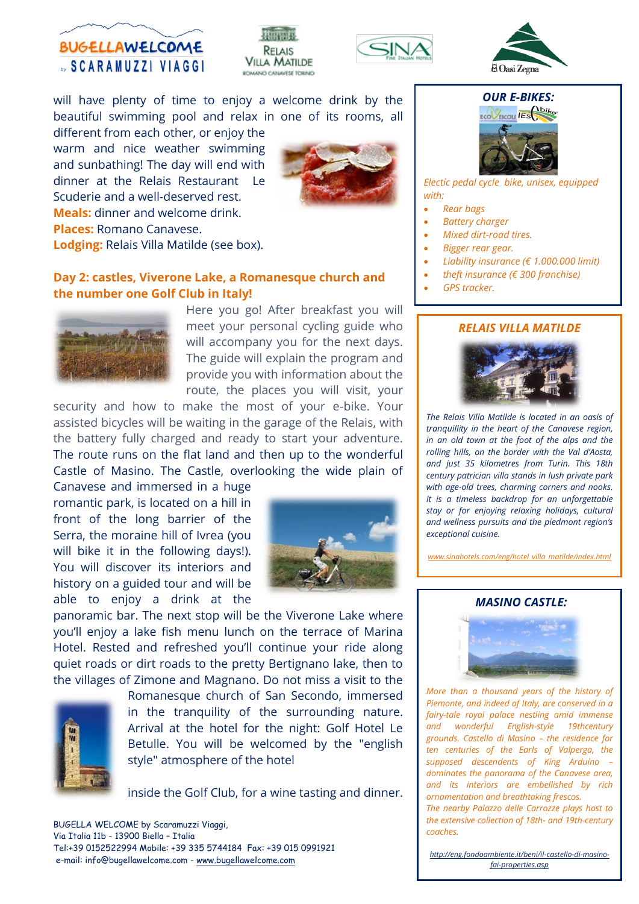will have plenty of time to enjoy a welcome drink by the beautiful swimming pool and relax in one of its rooms, all different from each other, or enjoy the warm and nice weather swimming and sunbathing! The day will end with dinner at the Relais Restaurant Le Scuderie and a well-deserved rest.

**Meals:** dinner and welcome drink.

**Places:** Romano Canavese.

**Lodging:** Relais Villa Matilde (see box).

## Day 2: castles, Viverone Lake, a Romanesque church and the number one Golf Club in Italy!

Here you go! After breakfast you will meet your personal cycling guide who will accompany you for the next days. The guide will explain the program and provide you with information about the route, the places you will visit, your security and how to make the most of your e-bike. Your assisted bicycles will be waiting in the garage of the Relais, with the battery fully charged and ready to start your adventure. The route runs on the flat land and then up to the wonderful Castle of Masino. The Castle, overlooking the wide plain of Canavese and immersed in a huge romantic park, is located on a hill in front of the long barrier of the Serra, the moraine hill of Ivrea (you will bike it in the following days!). You will discover its interiors and history on a guided tour and will be able to enjoy a drink at the panoramic bar. The next stop will be the Viverone Lake where you'll enjoy a lake fish menu lunch on the terrace of Marina Hotel. Rested and refreshed you'll continue your ride along quiet roads or dirt roads to the pretty Bertignano lake, then to the villages of Zimone and Magnano. Do not miss a visit to the Romanesque church of San Secondo, immersed in the tranquility of the surrounding nature. Arrival at the hotel for the night: Golf Hotel Le Betulle. You will be welcomed by the "english style" atmosphere of the hotel inside the Golf Club, for a wine tasting and dinner.

### *OUR E-BIKES:*

*Electic pedal cycle bike, unisex, equipped with:*

- *Rear bags*
- *Battery charger*
- *Mixed dirt-road tires.*
- *Bigger rear gear.*
- *Liability insurance (€ 1.000.000 limit)*
- *theft insurance (€ 300 franchise)*
- *GPS tracker.*

### *RELAIS VILLA MATILDE*

*The Relais Villa Matilde is located in an oasis of tranquillity in the heart of the Canavese region, in an old town at the foot of the alps and the rolling hills, on the border with the Val d'Aosta, and just 35 kilometres from Turin. This 18th century patrician villa stands in lush private park with age-old trees, charming corners and nooks. It is a timeless backdrop for an unforgettable stay or for enjoying relaxing holidays, cultural and wellness pursuits and the piedmont region's exceptional cuisine.*

*www.sinahotels.com/eng/hotel_villa_matilde/index.html*

### *MASINO CASTLE:*

*More than a thousand years of the history of Piemonte, and indeed of Italy, are conserved in a fairy-tale royal palace nestling amid immense and wonderful English-style 19thcentury grounds. Castello di Masino – the residence for ten centuries of the Earls of Valperga, the supposed descendents of King Arduino – dominates the panorama of the Canavese area, and its interiors are embellished by rich ornamentation and breathtaking frescos.*
*The nearby Palazzo delle Carrozze plays host to the extensive collection of 18th- and 19th-century coaches.*

*http://eng.fondoambiente.it/beni/il-castello-di-masino-fai-properties.asp*

BUGELLA WELCOME by Scaramuzzi Viaggi,
Via Italia 11b - 13900 Biella – Italia
Tel:+39 0152522994 Mobile: +39 335 5744184 Fax: +39 015 0991921
e-mail: info@bugellawelcome.com - www.bugellawelcome.com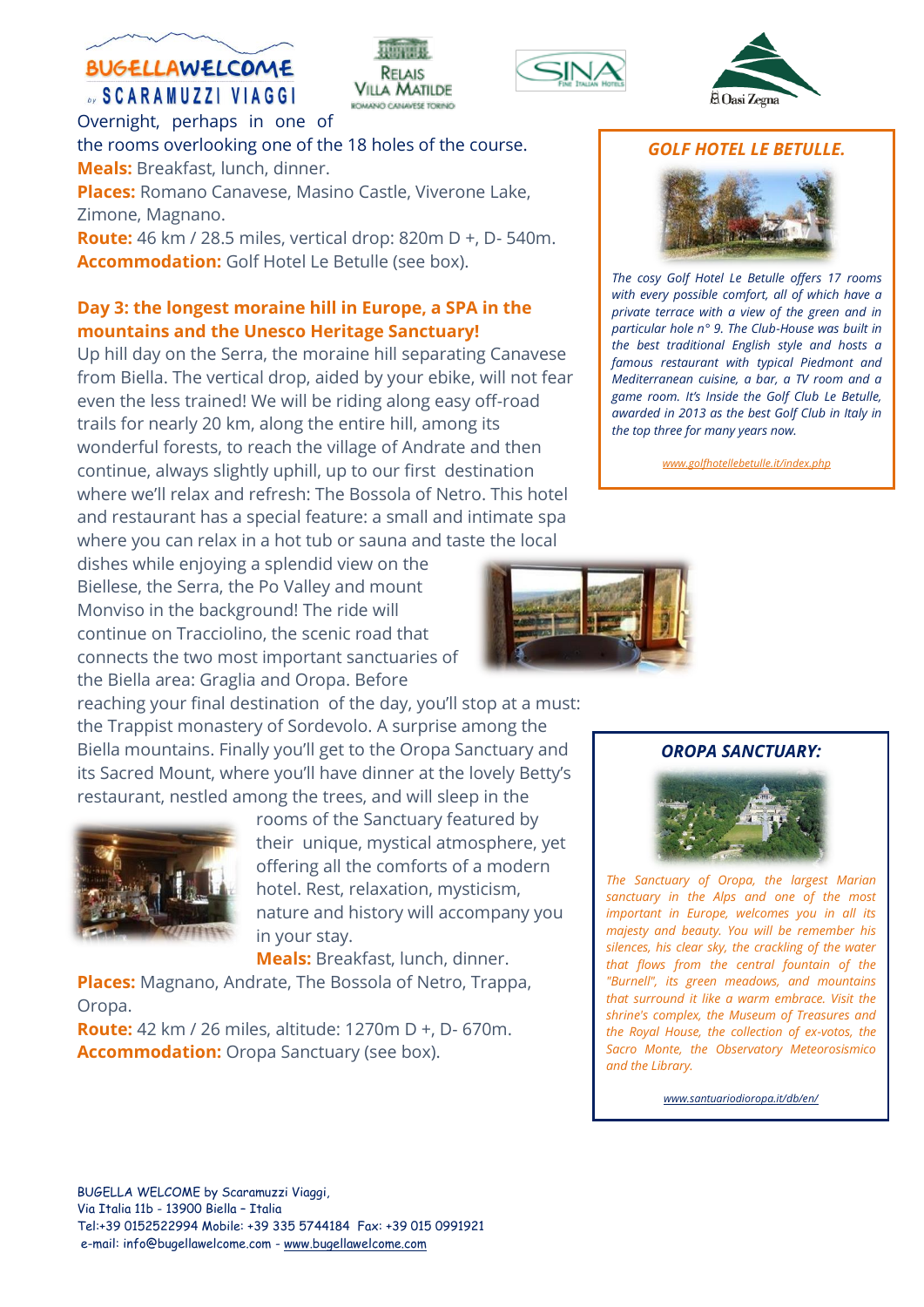Overnight, perhaps in one of the rooms overlooking one of the 18 holes of the course.

**Meals:** Breakfast, lunch, dinner.

**Places:** Romano Canavese, Masino Castle, Viverone Lake, Zimone, Magnano.

**Route:** 46 km / 28.5 miles, vertical drop: 820m D +, D- 540m.

**Accommodation:** Golf Hotel Le Betulle (see box).

### Day 3: the longest moraine hill in Europe, a SPA in the mountains and the Unesco Heritage Sanctuary!

Up hill day on the Serra, the moraine hill separating Canavese from Biella. The vertical drop, aided by your ebike, will not fear even the less trained! We will be riding along easy off-road trails for nearly 20 km, along the entire hill, among its wonderful forests, to reach the village of Andrate and then continue, always slightly uphill, up to our first destination where we'll relax and refresh: The Bossola of Netro. This hotel and restaurant has a special feature: a small and intimate spa where you can relax in a hot tub or sauna and taste the local dishes while enjoying a splendid view on the Biellese, the Serra, the Po Valley and mount Monviso in the background! The ride will continue on Tracciolino, the scenic road that connects the two most important sanctuaries of the Biella area: Graglia and Oropa. Before reaching your final destination of the day, you'll stop at a must: the Trappist monastery of Sordevolo. A surprise among the Biella mountains. Finally you'll get to the Oropa Sanctuary and its Sacred Mount, where you'll have dinner at the lovely Betty's restaurant, nestled among the trees, and will sleep in the rooms of the Sanctuary featured by their unique, mystical atmosphere, yet offering all the comforts of a modern hotel. Rest, relaxation, mysticism, nature and history will accompany you in your stay.

**Meals:** Breakfast, lunch, dinner.

**Places:** Magnano, Andrate, The Bossola of Netro, Trappa, Oropa.

**Route:** 42 km / 26 miles, altitude: 1270m D +, D- 670m.

**Accommodation:** Oropa Sanctuary (see box).

---

***GOLF HOTEL LE BETULLE.***

*The cosy Golf Hotel Le Betulle offers 17 rooms with every possible comfort, all of which have a private terrace with a view of the green and in particular hole n° 9. The Club-House was built in the best traditional English style and hosts a famous restaurant with typical Piedmont and Mediterranean cuisine, a bar, a TV room and a game room. It's Inside the Golf Club Le Betulle, awarded in 2013 as the best Golf Club in Italy in the top three for many years now.*

www.golfhotellebetulle.it/index.php

---

***OROPA SANCTUARY:***

*The Sanctuary of Oropa, the largest Marian sanctuary in the Alps and one of the most important in Europe, welcomes you in all its majesty and beauty. You will be remember his silences, his clear sky, the crackling of the water that flows from the central fountain of the "Burnell", its green meadows, and mountains that surround it like a warm embrace. Visit the shrine's complex, the Museum of Treasures and the Royal House, the collection of ex-votos, the Sacro Monte, the Observatory Meteorosismico and the Library.*

www.santuariodioropa.it/db/en/

---

BUGELLA WELCOME by Scaramuzzi Viaggi,
Via Italia 11b - 13900 Biella – Italia
Tel:+39 0152522994 Mobile: +39 335 5744184 Fax: +39 015 0991921
e-mail: info@bugellawelcome.com - www.bugellawelcome.com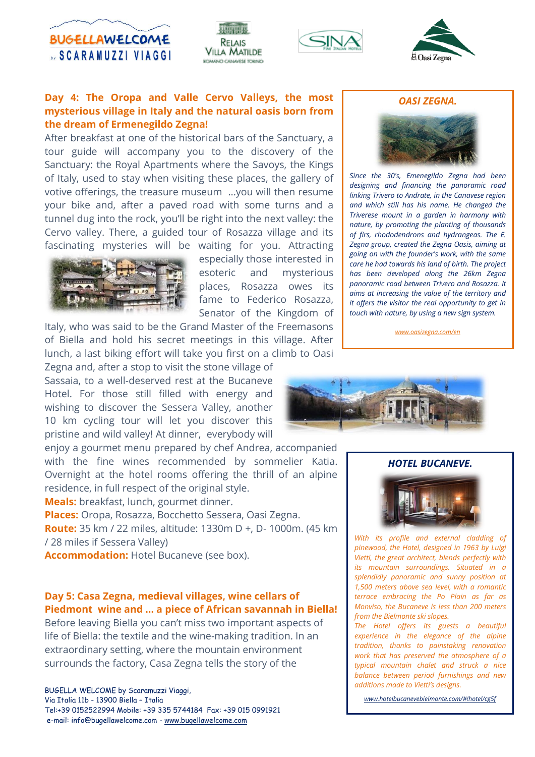## Day 4: The Oropa and Valle Cervo Valleys, the most mysterious village in Italy and the natural oasis born from the dream of Ermenegildo Zegna!

After breakfast at one of the historical bars of the Sanctuary, a tour guide will accompany you to the discovery of the Sanctuary: the Royal Apartments where the Savoys, the Kings of Italy, used to stay when visiting these places, the gallery of votive offerings, the treasure museum …you will then resume your bike and, after a paved road with some turns and a tunnel dug into the rock, you'll be right into the next valley: the Cervo valley. There, a guided tour of Rosazza village and its fascinating mysteries will be waiting for you. Attracting especially those interested in esoteric and mysterious places, Rosazza owes its fame to Federico Rosazza, Senator of the Kingdom of Italy, who was said to be the Grand Master of the Freemasons of Biella and hold his secret meetings in this village. After lunch, a last biking effort will take you first on a climb to Oasi Zegna and, after a stop to visit the stone village of Sassaia, to a well-deserved rest at the Bucaneve Hotel. For those still filled with energy and wishing to discover the Sessera Valley, another 10 km cycling tour will let you discover this pristine and wild valley! At dinner, everybody will enjoy a gourmet menu prepared by chef Andrea, accompanied with the fine wines recommended by sommelier Katia. Overnight at the hotel rooms offering the thrill of an alpine residence, in full respect of the original style.

**Meals:** breakfast, lunch, gourmet dinner.

**Places:** Oropa, Rosazza, Bocchetto Sessera, Oasi Zegna.

**Route:** 35 km / 22 miles, altitude: 1330m D +, D- 1000m. (45 km / 28 miles if Sessera Valley)

**Accommodation:** Hotel Bucaneve (see box).

### *OASI ZEGNA.*

*Since the 30's, Emenegildo Zegna had been designing and financing the panoramic road linking Trivero to Andrate, in the Canavese region and which still has his name. He changed the Triverese mount in a garden in harmony with nature, by promoting the planting of thousands of firs, rhododendrons and hydrangeas. The E. Zegna group, created the Zegna Oasis, aiming at going on with the founder's work, with the same care he had towards his land of birth. The project has been developed along the 26km Zegna panoramic road between Trivero and Rosazza. It aims at increasing the value of the territory and it offers the visitor the real opportunity to get in touch with nature, by using a new sign system.*

*www.oasizegna.com/en*

## Day 5: Casa Zegna, medieval villages, wine cellars of Piedmont wine and … a piece of African savannah in Biella!

Before leaving Biella you can't miss two important aspects of life of Biella: the textile and the wine-making tradition. In an extraordinary setting, where the mountain environment surrounds the factory, Casa Zegna tells the story of the

### *HOTEL BUCANEVE.*

*With its profile and external cladding of pinewood, the Hotel, designed in 1963 by Luigi Vietti, the great architect, blends perfectly with its mountain surroundings. Situated in a splendidly panoramic and sunny position at 1,500 meters above sea level, with a romantic terrace embracing the Po Plain as far as Monviso, the Bucaneve is less than 200 meters from the Bielmonte ski slopes.*

*The Hotel offers its guests a beautiful experience in the elegance of the alpine tradition, thanks to painstaking renovation work that has preserved the atmosphere of a typical mountain chalet and struck a nice balance between period furnishings and new additions made to Vietti's designs.*

*www.hotelbucanevebielmonte.com/#!hotel/cg5f*

BUGELLA WELCOME by Scaramuzzi Viaggi,
Via Italia 11b - 13900 Biella – Italia
Tel:+39 0152522994 Mobile: +39 335 5744184 Fax: +39 015 0991921
e-mail: info@bugellawelcome.com - www.bugellawelcome.com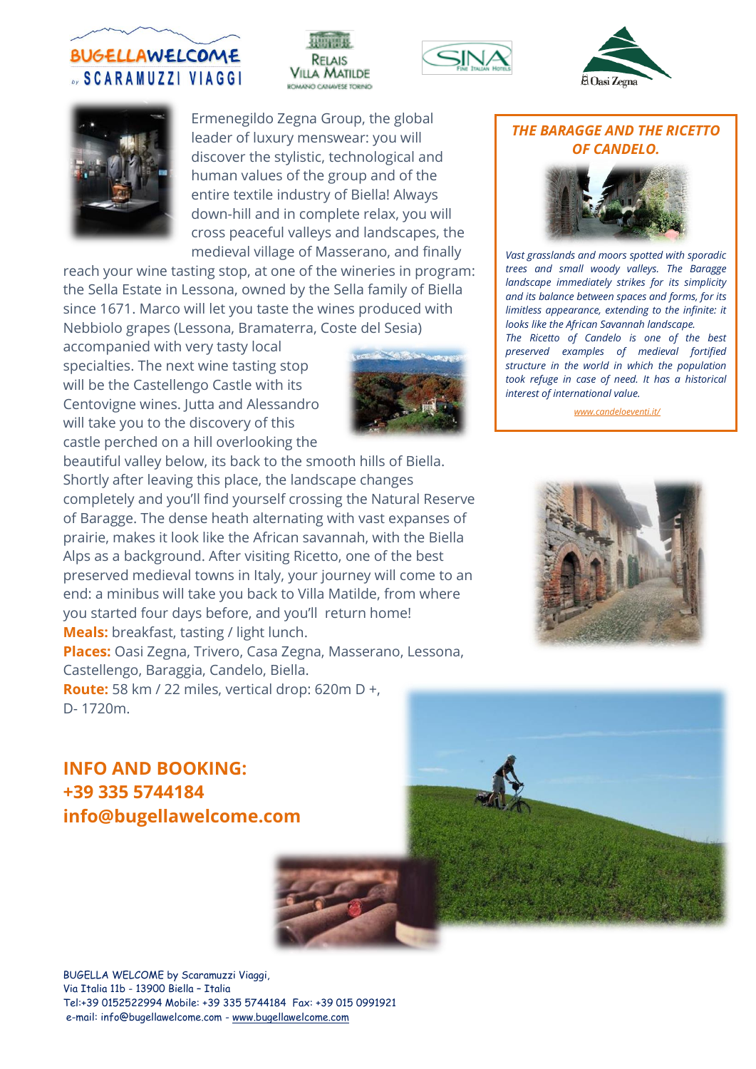Ermenegildo Zegna Group, the global leader of luxury menswear: you will discover the stylistic, technological and human values of the group and of the entire textile industry of Biella! Always down-hill and in complete relax, you will cross peaceful valleys and landscapes, the medieval village of Masserano, and finally reach your wine tasting stop, at one of the wineries in program: the Sella Estate in Lessona, owned by the Sella family of Biella since 1671. Marco will let you taste the wines produced with Nebbiolo grapes (Lessona, Bramaterra, Coste del Sesia) accompanied with very tasty local specialties. The next wine tasting stop will be the Castellengo Castle with its Centovigne wines. Jutta and Alessandro will take you to the discovery of this castle perched on a hill overlooking the beautiful valley below, its back to the smooth hills of Biella. Shortly after leaving this place, the landscape changes completely and you'll find yourself crossing the Natural Reserve of Baragge. The dense heath alternating with vast expanses of prairie, makes it look like the African savannah, with the Biella Alps as a background. After visiting Ricetto, one of the best preserved medieval towns in Italy, your journey will come to an end: a minibus will take you back to Villa Matilde, from where you started four days before, and you'll return home!

**Meals:** breakfast, tasting / light lunch.

**Places:** Oasi Zegna, Trivero, Casa Zegna, Masserano, Lessona, Castellengo, Baraggia, Candelo, Biella.

**Route:** 58 km / 22 miles, vertical drop: 620m D +, D- 1720m.

## INFO AND BOOKING:
## +39 335 5744184
## info@bugellawelcome.com

### *THE BARAGGE AND THE RICETTO OF CANDELO.*

*Vast grasslands and moors spotted with sporadic trees and small woody valleys. The Baragge landscape immediately strikes for its simplicity and its balance between spaces and forms, for its limitless appearance, extending to the infinite: it looks like the African Savannah landscape.*
*The Ricetto of Candelo is one of the best preserved examples of medieval fortified structure in the world in which the population took refuge in case of need. It has a historical interest of international value.*

www.candeloeventi.it/

BUGELLA WELCOME by Scaramuzzi Viaggi,
Via Italia 11b - 13900 Biella – Italia
Tel:+39 0152522994 Mobile: +39 335 5744184 Fax: +39 015 0991921
e-mail: info@bugellawelcome.com - www.bugellawelcome.com